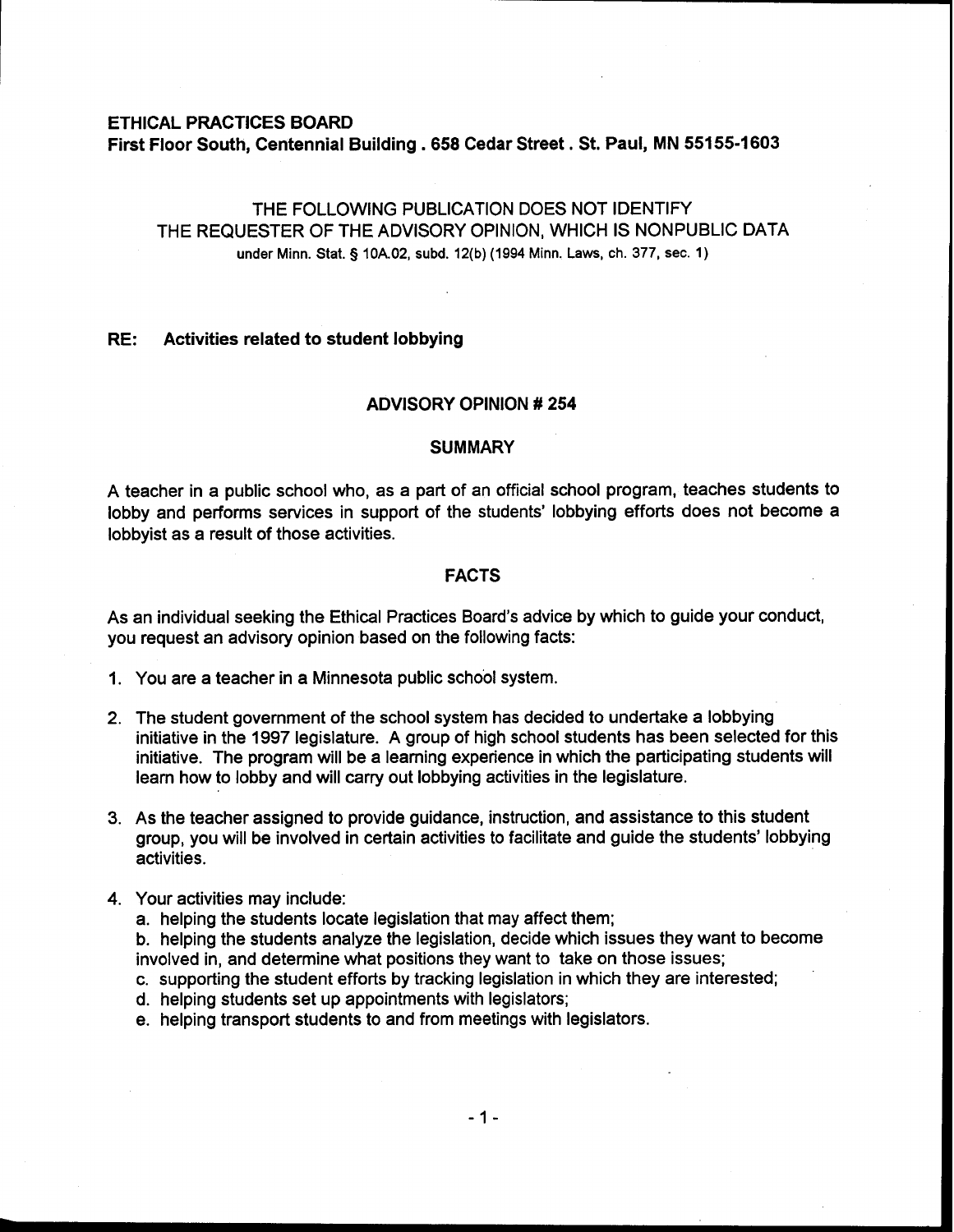**ETHICAL PRACTICES BOARD**
**First Floor South, Centennial Building . 658 Cedar Street . St. Paul, MN 55155-1603**

THE FOLLOWING PUBLICATION DOES NOT IDENTIFY
THE REQUESTER OF THE ADVISORY OPINION, WHICH IS NONPUBLIC DATA
under Minn. Stat. § 10A.02, subd. 12(b) (1994 Minn. Laws, ch. 377, sec. 1)

**RE: Activities related to student lobbying**

## ADVISORY OPINION # 254

### SUMMARY

A teacher in a public school who, as a part of an official school program, teaches students to lobby and performs services in support of the students' lobbying efforts does not become a lobbyist as a result of those activities.

### FACTS

As an individual seeking the Ethical Practices Board's advice by which to guide your conduct, you request an advisory opinion based on the following facts:

1. You are a teacher in a Minnesota public school system.

2. The student government of the school system has decided to undertake a lobbying initiative in the 1997 legislature. A group of high school students has been selected for this initiative. The program will be a learning experience in which the participating students will learn how to lobby and will carry out lobbying activities in the legislature.

3. As the teacher assigned to provide guidance, instruction, and assistance to this student group, you will be involved in certain activities to facilitate and guide the students' lobbying activities.

4. Your activities may include:
   a. helping the students locate legislation that may affect them;
   b. helping the students analyze the legislation, decide which issues they want to become involved in, and determine what positions they want to take on those issues;
   c. supporting the student efforts by tracking legislation in which they are interested;
   d. helping students set up appointments with legislators;
   e. helping transport students to and from meetings with legislators.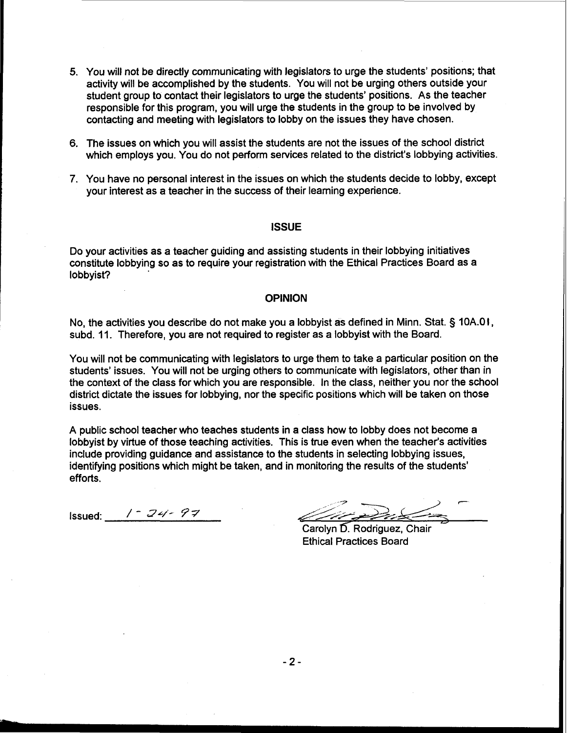5. You will not be directly communicating with legislators to urge the students' positions; that activity will be accomplished by the students. You will not be urging others outside your student group to contact their legislators to urge the students' positions. As the teacher responsible for this program, you will urge the students in the group to be involved by contacting and meeting with legislators to lobby on the issues they have chosen.

6. The issues on which you will assist the students are not the issues of the school district which employs you. You do not perform services related to the district's lobbying activities.

7. You have no personal interest in the issues on which the students decide to lobby, except your interest as a teacher in the success of their learning experience.

## ISSUE

Do your activities as a teacher guiding and assisting students in their lobbying initiatives constitute lobbying so as to require your registration with the Ethical Practices Board as a lobbyist?

## OPINION

No, the activities you describe do not make you a lobbyist as defined in Minn. Stat. § 10A.01, subd. 11. Therefore, you are not required to register as a lobbyist with the Board.

You will not be communicating with legislators to urge them to take a particular position on the students' issues. You will not be urging others to communicate with legislators, other than in the context of the class for which you are responsible. In the class, neither you nor the school district dictate the issues for lobbying, nor the specific positions which will be taken on those issues.

A public school teacher who teaches students in a class how to lobby does not become a lobbyist by virtue of those teaching activities. This is true even when the teacher's activities include providing guidance and assistance to the students in selecting lobbying issues, identifying positions which might be taken, and in monitoring the results of the students' efforts.

Issued: 1-24-97

Carolyn D. Rodriguez, Chair
Ethical Practices Board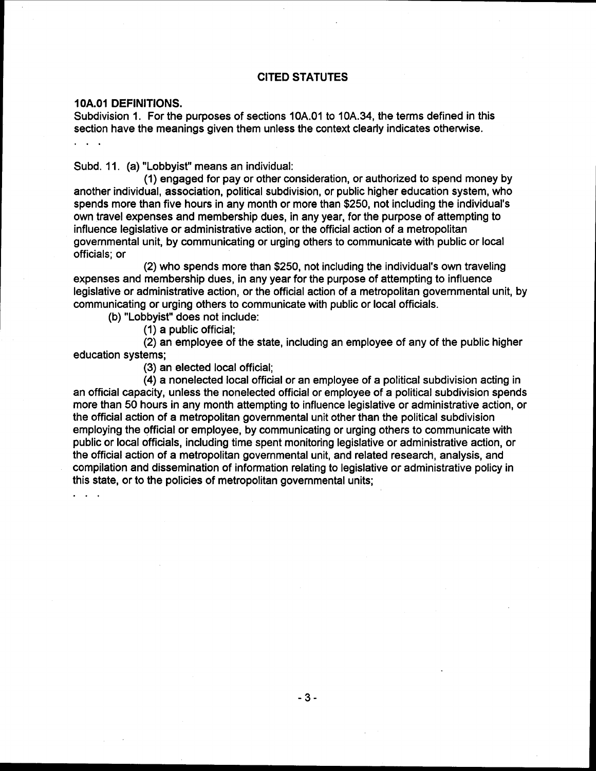## CITED STATUTES

### 10A.01 DEFINITIONS.

Subdivision 1. For the purposes of sections 10A.01 to 10A.34, the terms defined in this section have the meanings given them unless the context clearly indicates otherwise.

. . .

Subd. 11. (a) "Lobbyist" means an individual:

(1) engaged for pay or other consideration, or authorized to spend money by another individual, association, political subdivision, or public higher education system, who spends more than five hours in any month or more than $250, not including the individual's own travel expenses and membership dues, in any year, for the purpose of attempting to influence legislative or administrative action, or the official action of a metropolitan governmental unit, by communicating or urging others to communicate with public or local officials; or

(2) who spends more than $250, not including the individual's own traveling expenses and membership dues, in any year for the purpose of attempting to influence legislative or administrative action, or the official action of a metropolitan governmental unit, by communicating or urging others to communicate with public or local officials.

(b) "Lobbyist" does not include:

(1) a public official;

(2) an employee of the state, including an employee of any of the public higher education systems;

(3) an elected local official;

(4) a nonelected local official or an employee of a political subdivision acting in an official capacity, unless the nonelected official or employee of a political subdivision spends more than 50 hours in any month attempting to influence legislative or administrative action, or the official action of a metropolitan governmental unit other than the political subdivision employing the official or employee, by communicating or urging others to communicate with public or local officials, including time spent monitoring legislative or administrative action, or the official action of a metropolitan governmental unit, and related research, analysis, and compilation and dissemination of information relating to legislative or administrative policy in this state, or to the policies of metropolitan governmental units;

. . .